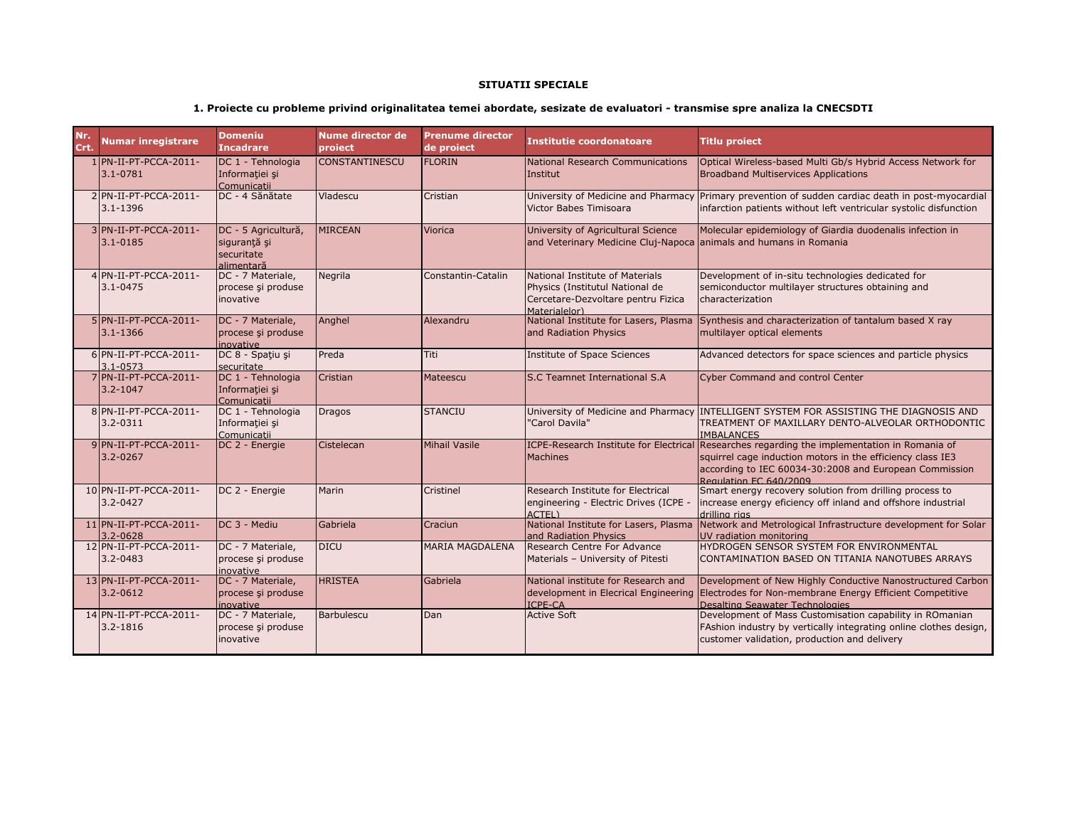**SITUATII SPECIALE**

**1. Proiecte cu probleme privind originalitatea temei abordate, sesizate de evaluatori - transmise spre analiza la CNECSDTI**

| Nr. Crt. | Numar inregistrare | Domeniu Incadrare | Nume director de proiect | Prenume director de proiect | Institutie coordonatoare | Titlu proiect |
|---|---|---|---|---|---|---|
| 1 | PN-II-PT-PCCA-2011-3.1-0781 | DC 1 - Tehnologia Informaţiei şi Comunicaţii | CONSTANTINESCU | FLORIN | National Research Communications Institut | Optical Wireless-based Multi Gb/s Hybrid Access Network for Broadband Multiservices Applications |
| 2 | PN-II-PT-PCCA-2011-3.1-1396 | DC - 4 Sănătate | Vladescu | Cristian | University of Medicine and Pharmacy Victor Babes Timisoara | Primary prevention of sudden cardiac death in post-myocardial infarction patients without left ventricular systolic disfunction |
| 3 | PN-II-PT-PCCA-2011-3.1-0185 | DC - 5 Agricultură, siguranţă şi securitate alimentară | MIRCEAN | Viorica | University of Agricultural Science and Veterinary Medicine Cluj-Napoca | Molecular epidemiology of Giardia duodenalis infection in animals and humans in Romania |
| 4 | PN-II-PT-PCCA-2011-3.1-0475 | DC - 7 Materiale, procese şi produse inovative | Negrila | Constantin-Catalin | National Institute of Materials Physics (Institutul National de Cercetare-Dezvoltare pentru Fizica Materialelor) | Development of in-situ technologies dedicated for semiconductor multilayer structures obtaining and characterization |
| 5 | PN-II-PT-PCCA-2011-3.1-1366 | DC - 7 Materiale, procese şi produse inovative | Anghel | Alexandru | National Institute for Lasers, Plasma and Radiation Physics | Synthesis and characterization of tantalum based X ray multilayer optical elements |
| 6 | PN-II-PT-PCCA-2011-3.1-0573 | DC 8 - Spaţiu şi securitate | Preda | Titi | Institute of Space Sciences | Advanced detectors for space sciences and particle physics |
| 7 | PN-II-PT-PCCA-2011-3.2-1047 | DC 1 - Tehnologia Informaţiei şi Comunicaţii | Cristian | Mateescu | S.C Teamnet International S.A | Cyber Command and control Center |
| 8 | PN-II-PT-PCCA-2011-3.2-0311 | DC 1 - Tehnologia Informaţiei şi Comunicaţii | Dragos | STANCIU | University of Medicine and Pharmacy "Carol Davila" | INTELLIGENT SYSTEM FOR ASSISTING THE DIAGNOSIS AND TREATMENT OF MAXILLARY DENTO-ALVEOLAR ORTHODONTIC IMBALANCES |
| 9 | PN-II-PT-PCCA-2011-3.2-0267 | DC 2 - Energie | Cistelecan | Mihail Vasile | ICPE-Research Institute for Electrical Machines | Researches regarding the implementation in Romania of squirrel cage induction motors in the efficiency class IE3 according to IEC 60034-30:2008 and European Commission Regulation EC 640/2009 |
| 10 | PN-II-PT-PCCA-2011-3.2-0427 | DC 2 - Energie | Marin | Cristinel | Research Institute for Electrical engineering - Electric Drives (ICPE - ACTEL) | Smart energy recovery solution from drilling process to increase energy eficiency off inland and offshore industrial drilling rigs |
| 11 | PN-II-PT-PCCA-2011-3.2-0628 | DC 3 - Mediu | Gabriela | Craciun | National Institute for Lasers, Plasma and Radiation Physics | Network and Metrological Infrastructure development for Solar UV radiation monitoring |
| 12 | PN-II-PT-PCCA-2011-3.2-0483 | DC - 7 Materiale, procese şi produse inovative | DICU | MARIA MAGDALENA | Research Centre For Advance Materials – University of Pitesti | HYDROGEN SENSOR SYSTEM FOR ENVIRONMENTAL CONTAMINATION BASED ON TITANIA NANOTUBES ARRAYS |
| 13 | PN-II-PT-PCCA-2011-3.2-0612 | DC - 7 Materiale, procese şi produse inovative | HRISTEA | Gabriela | National institute for Research and development in Elecrical Engineering ICPE-CA | Development of New Highly Conductive Nanostructured Carbon Electrodes for Non-membrane Energy Efficient Competitive Desalting Seawater Technologies |
| 14 | PN-II-PT-PCCA-2011-3.2-1816 | DC - 7 Materiale, procese şi produse inovative | Barbulescu | Dan | Active Soft | Development of Mass Customisation capability in ROmanian FAshion industry by vertically integrating online clothes design, customer validation, production and delivery |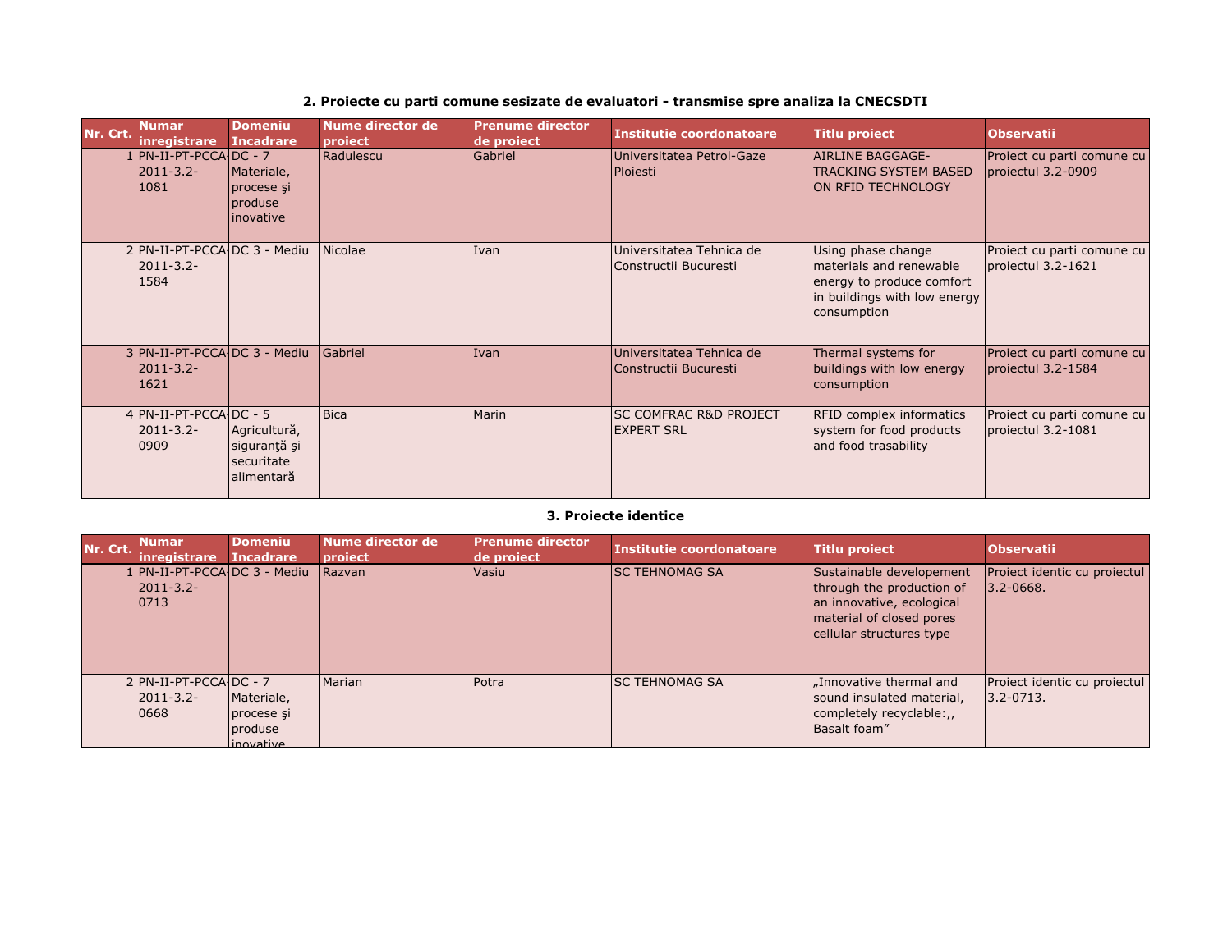## 2. Proiecte cu parti comune sesizate de evaluatori - transmise spre analiza la CNECSDTI

| Nr. Crt. | Numar inregistrare | Domeniu Incadrare | Nume director de proiect | Prenume director de proiect | Institutie coordonatoare | Titlu proiect | Observatii |
|---|---|---|---|---|---|---|---|
| 1 | PN-II-PT-PCCA-2011-3.2-1081 | DC - 7 Materiale, procese şi produse inovative | Radulescu | Gabriel | Universitatea Petrol-Gaze Ploiesti | AIRLINE BAGGAGE-TRACKING SYSTEM BASED ON RFID TECHNOLOGY | Proiect cu parti comune cu proiectul 3.2-0909 |
| 2 | PN-II-PT-PCCA-2011-3.2-1584 | DC 3 - Mediu | Nicolae | Ivan | Universitatea Tehnica de Constructii Bucuresti | Using phase change materials and renewable energy to produce comfort in buildings with low energy consumption | Proiect cu parti comune cu proiectul 3.2-1621 |
| 3 | PN-II-PT-PCCA-2011-3.2-1621 | DC 3 - Mediu | Gabriel | Ivan | Universitatea Tehnica de Constructii Bucuresti | Thermal systems for buildings with low energy consumption | Proiect cu parti comune cu proiectul 3.2-1584 |
| 4 | PN-II-PT-PCCA-2011-3.2-0909 | DC - 5 Agricultură, siguranţă şi securitate alimentară | Bica | Marin | SC COMFRAC R&D PROJECT EXPERT SRL | RFID complex informatics system for food products and food trasability | Proiect cu parti comune cu proiectul 3.2-1081 |

## 3. Proiecte identice

| Nr. Crt. | Numar inregistrare | Domeniu Incadrare | Nume director de proiect | Prenume director de proiect | Institutie coordonatoare | Titlu proiect | Observatii |
|---|---|---|---|---|---|---|---|
| 1 | PN-II-PT-PCCA-2011-3.2-0713 | DC 3 - Mediu | Razvan | Vasiu | SC TEHNOMAG SA | Sustainable developement through the production of an innovative, ecological material of closed pores cellular structures type | Proiect identic cu proiectul 3.2-0668. |
| 2 | PN-II-PT-PCCA-2011-3.2-0668 | DC - 7 Materiale, procese şi produse inovative | Marian | Potra | SC TEHNOMAG SA | „Innovative thermal and sound insulated material, completely recyclable:,, Basalt foam" | Proiect identic cu proiectul 3.2-0713. |